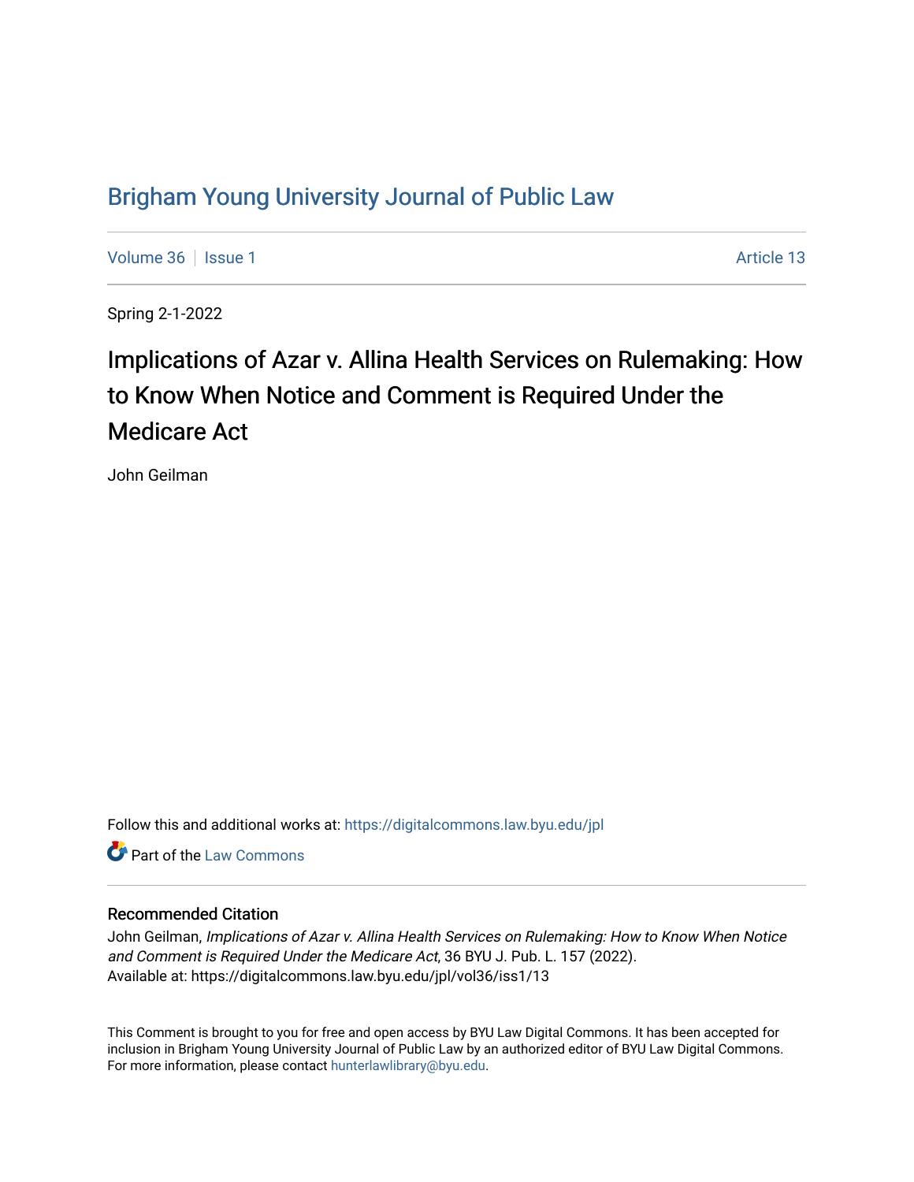# Brigham Young University Journal of Public Law

Volume 36 | Issue 1 Article 13

Spring 2-1-2022

## Implications of Azar v. Allina Health Services on Rulemaking: How to Know When Notice and Comment is Required Under the Medicare Act

John Geilman

Follow this and additional works at: https://digitalcommons.law.byu.edu/jpl

Part of the Law Commons

### Recommended Citation

John Geilman, *Implications of Azar v. Allina Health Services on Rulemaking: How to Know When Notice and Comment is Required Under the Medicare Act*, 36 BYU J. Pub. L. 157 (2022).
Available at: https://digitalcommons.law.byu.edu/jpl/vol36/iss1/13

This Comment is brought to you for free and open access by BYU Law Digital Commons. It has been accepted for inclusion in Brigham Young University Journal of Public Law by an authorized editor of BYU Law Digital Commons. For more information, please contact hunterlawlibrary@byu.edu.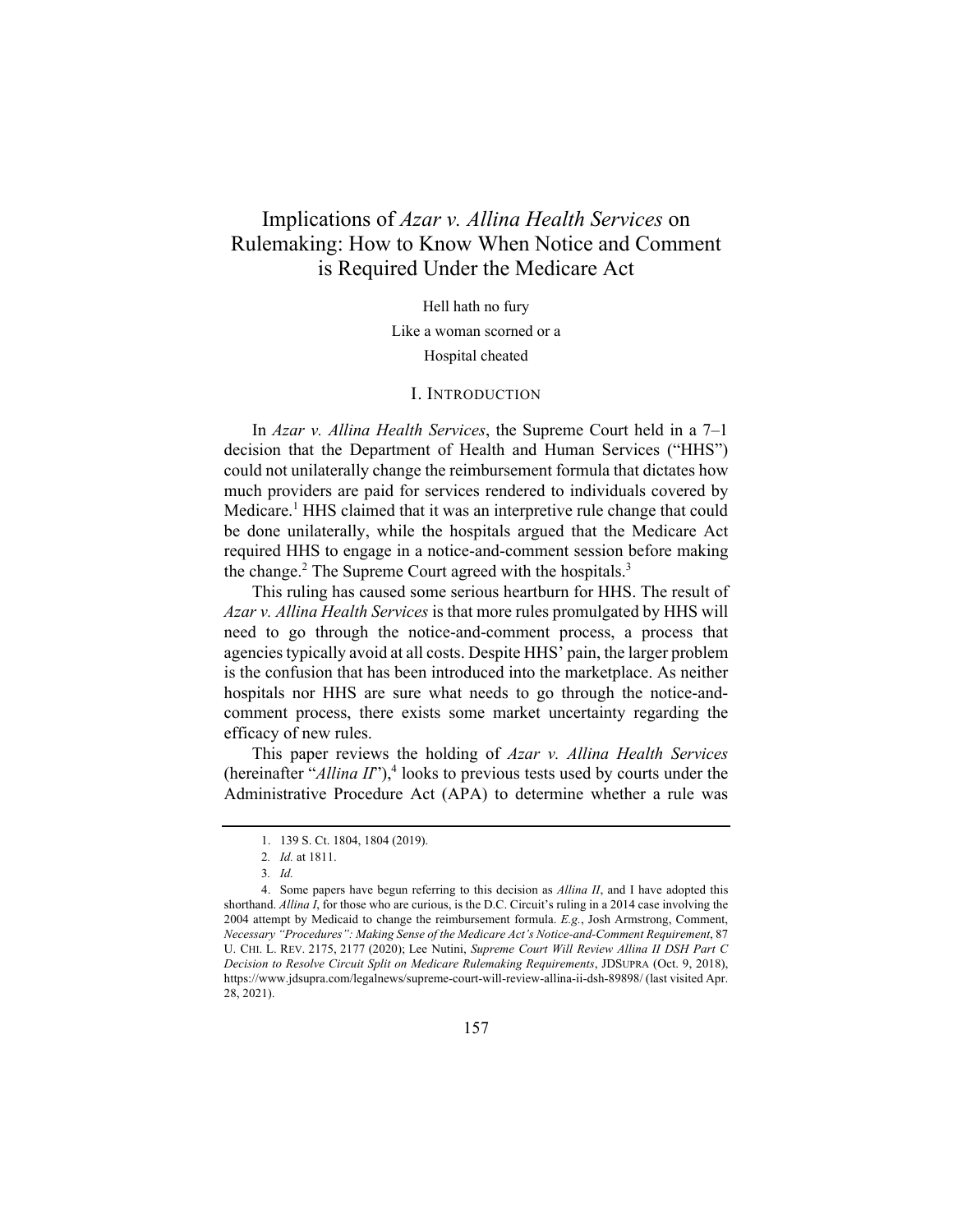# Implications of *Azar v. Allina Health Services* on Rulemaking: How to Know When Notice and Comment is Required Under the Medicare Act

Hell hath no fury

Like a woman scorned or a

Hospital cheated

## I. INTRODUCTION

In *Azar v. Allina Health Services*, the Supreme Court held in a 7–1 decision that the Department of Health and Human Services ("HHS") could not unilaterally change the reimbursement formula that dictates how much providers are paid for services rendered to individuals covered by Medicare.[1] HHS claimed that it was an interpretive rule change that could be done unilaterally, while the hospitals argued that the Medicare Act required HHS to engage in a notice-and-comment session before making the change.[2] The Supreme Court agreed with the hospitals.[3]

This ruling has caused some serious heartburn for HHS. The result of *Azar v. Allina Health Services* is that more rules promulgated by HHS will need to go through the notice-and-comment process, a process that agencies typically avoid at all costs. Despite HHS' pain, the larger problem is the confusion that has been introduced into the marketplace. As neither hospitals nor HHS are sure what needs to go through the notice-and-comment process, there exists some market uncertainty regarding the efficacy of new rules.

This paper reviews the holding of *Azar v. Allina Health Services* (hereinafter "*Allina II*"),[4] looks to previous tests used by courts under the Administrative Procedure Act (APA) to determine whether a rule was

---

1. 139 S. Ct. 1804, 1804 (2019).

2. *Id.* at 1811.

3. *Id.*

4. Some papers have begun referring to this decision as *Allina II*, and I have adopted this shorthand. *Allina I*, for those who are curious, is the D.C. Circuit's ruling in a 2014 case involving the 2004 attempt by Medicaid to change the reimbursement formula. *E.g.*, Josh Armstrong, Comment, *Necessary "Procedures": Making Sense of the Medicare Act's Notice-and-Comment Requirement*, 87 U. CHI. L. REV. 2175, 2177 (2020); Lee Nutini, *Supreme Court Will Review Allina II DSH Part C Decision to Resolve Circuit Split on Medicare Rulemaking Requirements*, JDSUPRA (Oct. 9, 2018), https://www.jdsupra.com/legalnews/supreme-court-will-review-allina-ii-dsh-89898/ (last visited Apr. 28, 2021).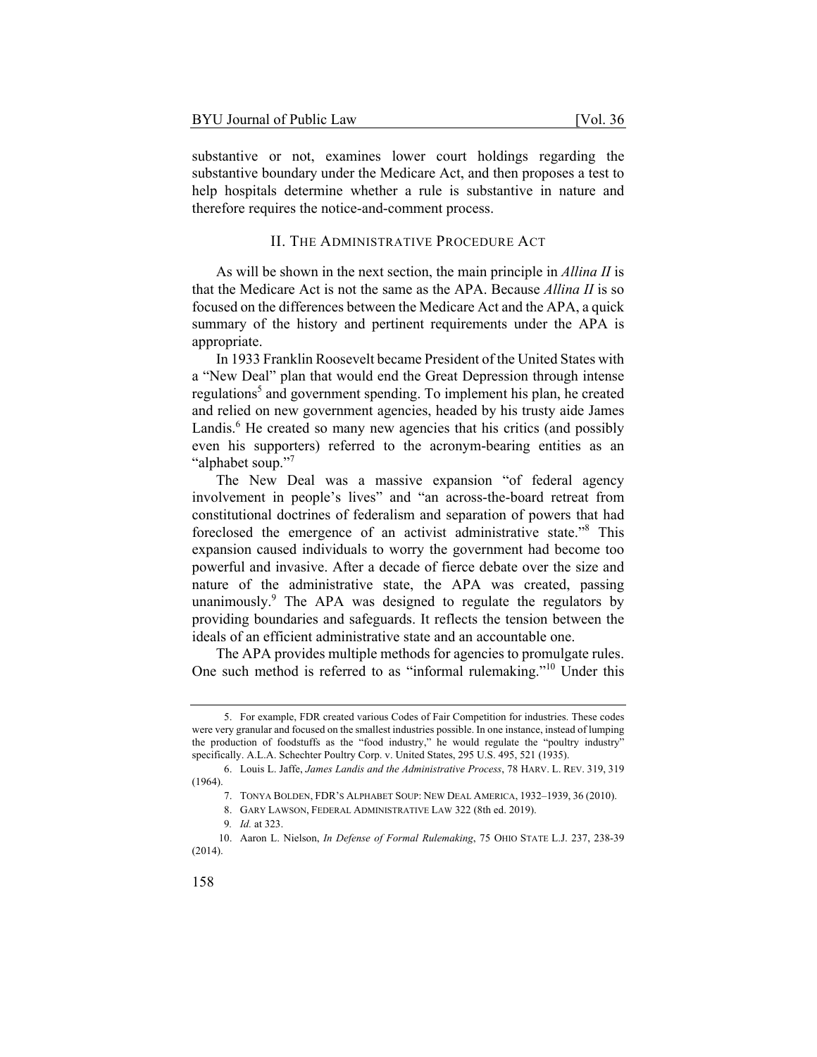substantive or not, examines lower court holdings regarding the substantive boundary under the Medicare Act, and then proposes a test to help hospitals determine whether a rule is substantive in nature and therefore requires the notice-and-comment process.

## II. The Administrative Procedure Act

As will be shown in the next section, the main principle in *Allina II* is that the Medicare Act is not the same as the APA. Because *Allina II* is so focused on the differences between the Medicare Act and the APA, a quick summary of the history and pertinent requirements under the APA is appropriate.

In 1933 Franklin Roosevelt became President of the United States with a "New Deal" plan that would end the Great Depression through intense regulations[5] and government spending. To implement his plan, he created and relied on new government agencies, headed by his trusty aide James Landis.[6] He created so many new agencies that his critics (and possibly even his supporters) referred to the acronym-bearing entities as an "alphabet soup."[7]

The New Deal was a massive expansion "of federal agency involvement in people's lives" and "an across-the-board retreat from constitutional doctrines of federalism and separation of powers that had foreclosed the emergence of an activist administrative state."[8] This expansion caused individuals to worry the government had become too powerful and invasive. After a decade of fierce debate over the size and nature of the administrative state, the APA was created, passing unanimously.[9] The APA was designed to regulate the regulators by providing boundaries and safeguards. It reflects the tension between the ideals of an efficient administrative state and an accountable one.

The APA provides multiple methods for agencies to promulgate rules. One such method is referred to as "informal rulemaking."[10] Under this

---

5. For example, FDR created various Codes of Fair Competition for industries. These codes were very granular and focused on the smallest industries possible. In one instance, instead of lumping the production of foodstuffs as the "food industry," he would regulate the "poultry industry" specifically. A.L.A. Schechter Poultry Corp. v. United States, 295 U.S. 495, 521 (1935).

6. Louis L. Jaffe, *James Landis and the Administrative Process*, 78 HARV. L. REV. 319, 319 (1964).

7. TONYA BOLDEN, FDR'S ALPHABET SOUP: NEW DEAL AMERICA, 1932–1939, 36 (2010).

8. GARY LAWSON, FEDERAL ADMINISTRATIVE LAW 322 (8th ed. 2019).

9. *Id.* at 323.

10. Aaron L. Nielson, *In Defense of Formal Rulemaking*, 75 OHIO STATE L.J. 237, 238-39 (2014).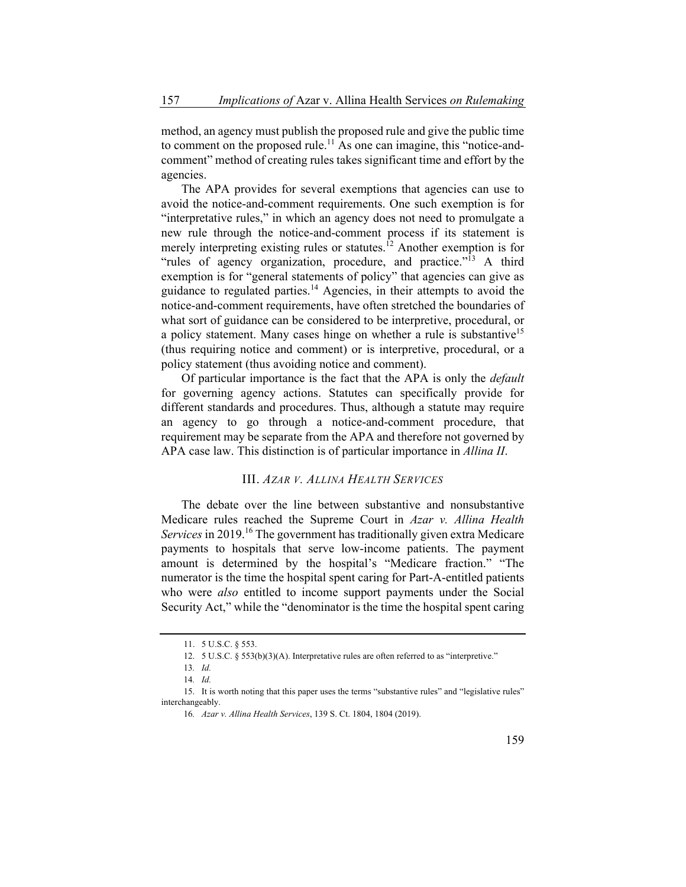method, an agency must publish the proposed rule and give the public time to comment on the proposed rule.[11] As one can imagine, this "notice-and-comment" method of creating rules takes significant time and effort by the agencies.

The APA provides for several exemptions that agencies can use to avoid the notice-and-comment requirements. One such exemption is for "interpretative rules," in which an agency does not need to promulgate a new rule through the notice-and-comment process if its statement is merely interpreting existing rules or statutes.[12] Another exemption is for "rules of agency organization, procedure, and practice."[13] A third exemption is for "general statements of policy" that agencies can give as guidance to regulated parties.[14] Agencies, in their attempts to avoid the notice-and-comment requirements, have often stretched the boundaries of what sort of guidance can be considered to be interpretive, procedural, or a policy statement. Many cases hinge on whether a rule is substantive[15] (thus requiring notice and comment) or is interpretive, procedural, or a policy statement (thus avoiding notice and comment).

Of particular importance is the fact that the APA is only the *default* for governing agency actions. Statutes can specifically provide for different standards and procedures. Thus, although a statute may require an agency to go through a notice-and-comment procedure, that requirement may be separate from the APA and therefore not governed by APA case law. This distinction is of particular importance in *Allina II*.

## III. *AZAR V. ALLINA HEALTH SERVICES*

The debate over the line between substantive and nonsubstantive Medicare rules reached the Supreme Court in *Azar v. Allina Health Services* in 2019.[16] The government has traditionally given extra Medicare payments to hospitals that serve low-income patients. The payment amount is determined by the hospital's "Medicare fraction." "The numerator is the time the hospital spent caring for Part-A-entitled patients who were *also* entitled to income support payments under the Social Security Act," while the "denominator is the time the hospital spent caring

---

11. 5 U.S.C. § 553.

12. 5 U.S.C. § 553(b)(3)(A). Interpretative rules are often referred to as "interpretive."

13. *Id.*

14. *Id.*

15. It is worth noting that this paper uses the terms "substantive rules" and "legislative rules" interchangeably.

16. *Azar v. Allina Health Services*, 139 S. Ct. 1804, 1804 (2019).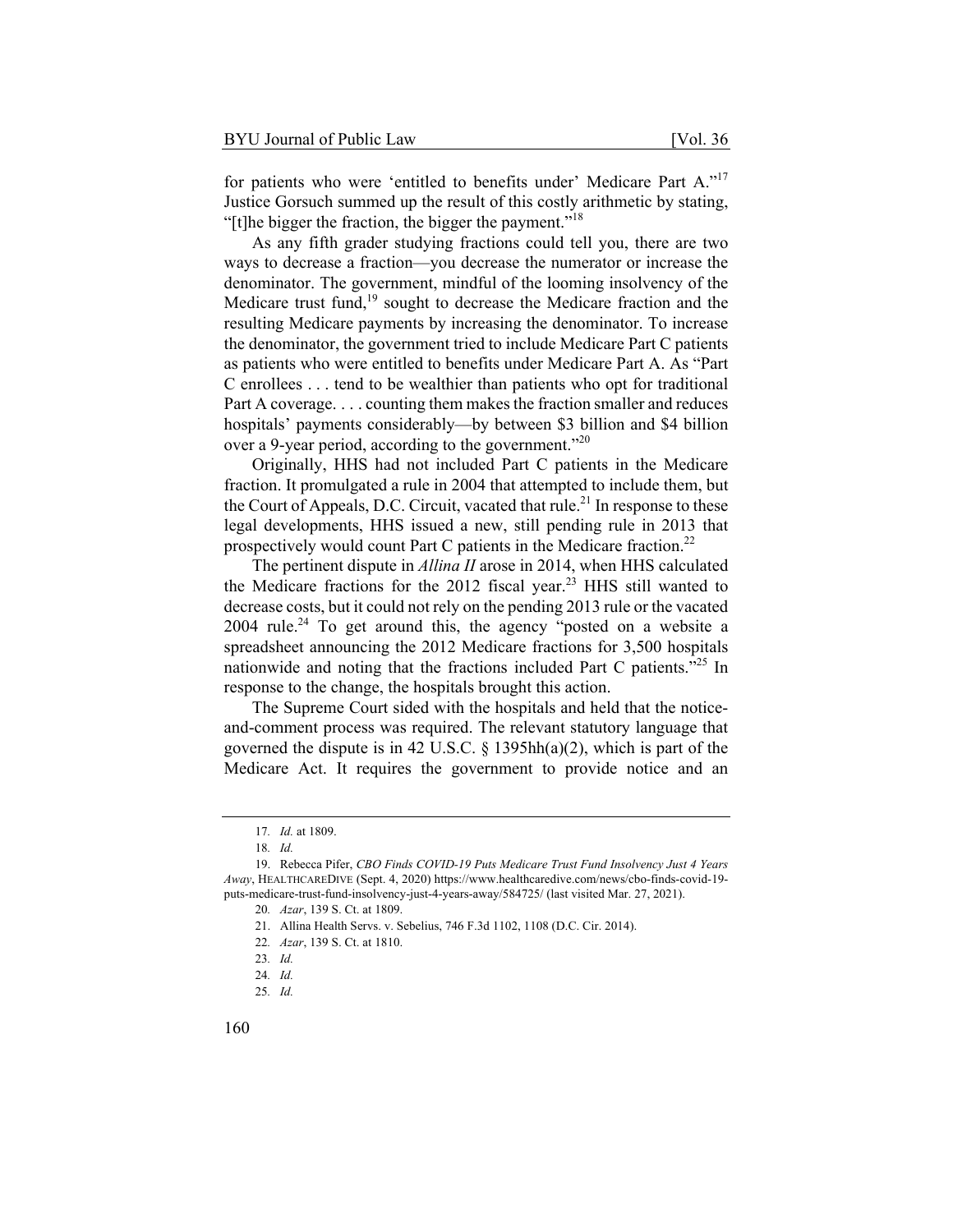for patients who were 'entitled to benefits under' Medicare Part A."[17] Justice Gorsuch summed up the result of this costly arithmetic by stating, "[t]he bigger the fraction, the bigger the payment."[18]

As any fifth grader studying fractions could tell you, there are two ways to decrease a fraction—you decrease the numerator or increase the denominator. The government, mindful of the looming insolvency of the Medicare trust fund,[19] sought to decrease the Medicare fraction and the resulting Medicare payments by increasing the denominator. To increase the denominator, the government tried to include Medicare Part C patients as patients who were entitled to benefits under Medicare Part A. As "Part C enrollees . . . tend to be wealthier than patients who opt for traditional Part A coverage. . . . counting them makes the fraction smaller and reduces hospitals' payments considerably—by between $3 billion and $4 billion over a 9-year period, according to the government."[20]

Originally, HHS had not included Part C patients in the Medicare fraction. It promulgated a rule in 2004 that attempted to include them, but the Court of Appeals, D.C. Circuit, vacated that rule.[21] In response to these legal developments, HHS issued a new, still pending rule in 2013 that prospectively would count Part C patients in the Medicare fraction.[22]

The pertinent dispute in *Allina II* arose in 2014, when HHS calculated the Medicare fractions for the 2012 fiscal year.[23] HHS still wanted to decrease costs, but it could not rely on the pending 2013 rule or the vacated 2004 rule.[24] To get around this, the agency "posted on a website a spreadsheet announcing the 2012 Medicare fractions for 3,500 hospitals nationwide and noting that the fractions included Part C patients."[25] In response to the change, the hospitals brought this action.

The Supreme Court sided with the hospitals and held that the notice-and-comment process was required. The relevant statutory language that governed the dispute is in 42 U.S.C. § 1395hh(a)(2), which is part of the Medicare Act. It requires the government to provide notice and an

---

17. *Id.* at 1809.

18. *Id.*

19. Rebecca Pifer, *CBO Finds COVID-19 Puts Medicare Trust Fund Insolvency Just 4 Years Away*, HEALTHCAREDIVE (Sept. 4, 2020) https://www.healthcaredive.com/news/cbo-finds-covid-19-puts-medicare-trust-fund-insolvency-just-4-years-away/584725/ (last visited Mar. 27, 2021).

20. *Azar*, 139 S. Ct. at 1809.

21. Allina Health Servs. v. Sebelius, 746 F.3d 1102, 1108 (D.C. Cir. 2014).

22. *Azar*, 139 S. Ct. at 1810.

23. *Id.*

24. *Id.*

25. *Id.*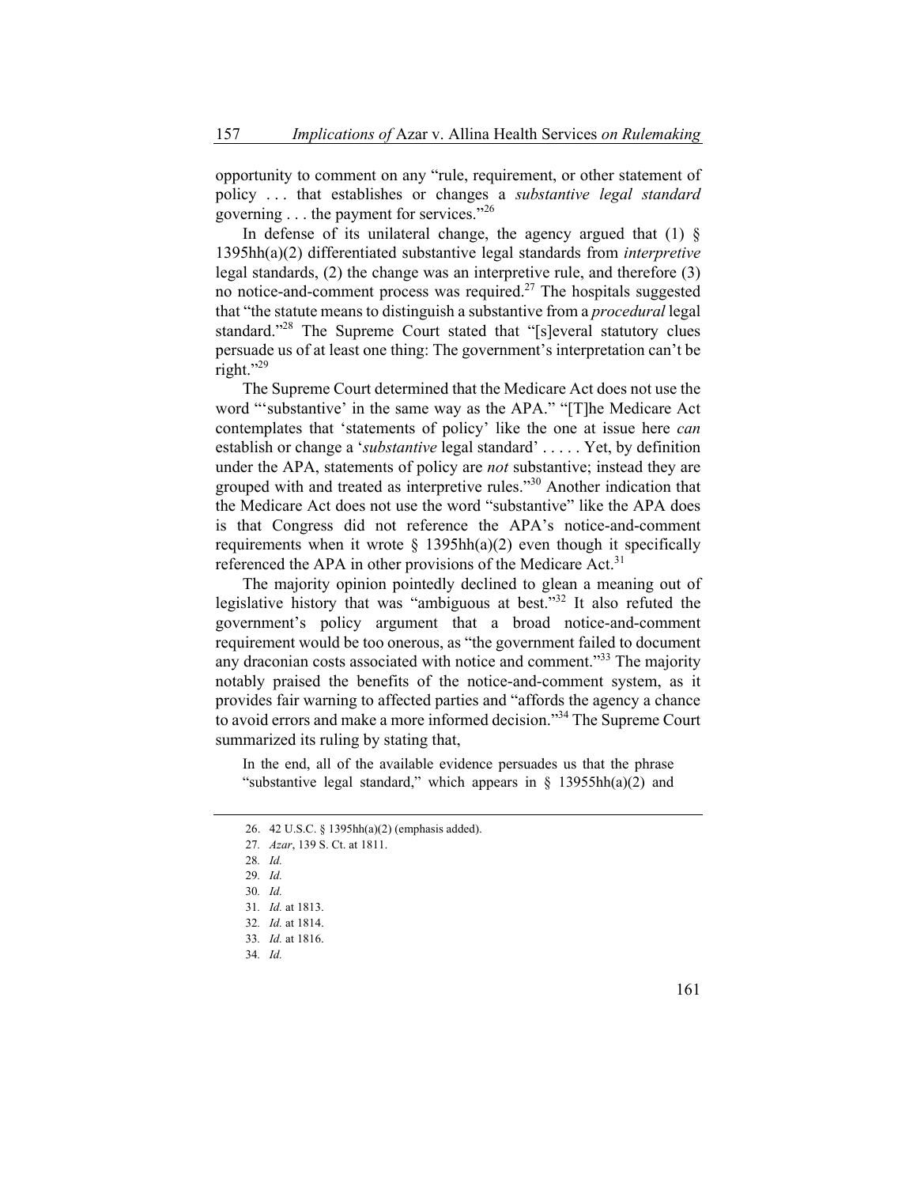opportunity to comment on any "rule, requirement, or other statement of policy . . . that establishes or changes a *substantive legal standard* governing . . . the payment for services."[26]

In defense of its unilateral change, the agency argued that (1) § 1395hh(a)(2) differentiated substantive legal standards from *interpretive* legal standards, (2) the change was an interpretive rule, and therefore (3) no notice-and-comment process was required.[27] The hospitals suggested that "the statute means to distinguish a substantive from a *procedural* legal standard."[28] The Supreme Court stated that "[s]everal statutory clues persuade us of at least one thing: The government's interpretation can't be right."[29]

The Supreme Court determined that the Medicare Act does not use the word "'substantive' in the same way as the APA." "[T]he Medicare Act contemplates that 'statements of policy' like the one at issue here *can* establish or change a '*substantive* legal standard' . . . . . Yet, by definition under the APA, statements of policy are *not* substantive; instead they are grouped with and treated as interpretive rules."[30] Another indication that the Medicare Act does not use the word "substantive" like the APA does is that Congress did not reference the APA's notice-and-comment requirements when it wrote § 1395hh(a)(2) even though it specifically referenced the APA in other provisions of the Medicare Act.[31]

The majority opinion pointedly declined to glean a meaning out of legislative history that was "ambiguous at best."[32] It also refuted the government's policy argument that a broad notice-and-comment requirement would be too onerous, as "the government failed to document any draconian costs associated with notice and comment."[33] The majority notably praised the benefits of the notice-and-comment system, as it provides fair warning to affected parties and "affords the agency a chance to avoid errors and make a more informed decision."[34] The Supreme Court summarized its ruling by stating that,

> In the end, all of the available evidence persuades us that the phrase "substantive legal standard," which appears in § 13955hh(a)(2) and

---

26. 42 U.S.C. § 1395hh(a)(2) (emphasis added).
27. *Azar*, 139 S. Ct. at 1811.
28. *Id.*
29. *Id.*
30. *Id.*
31. *Id.* at 1813.
32. *Id.* at 1814.
33. *Id.* at 1816.
34. *Id.*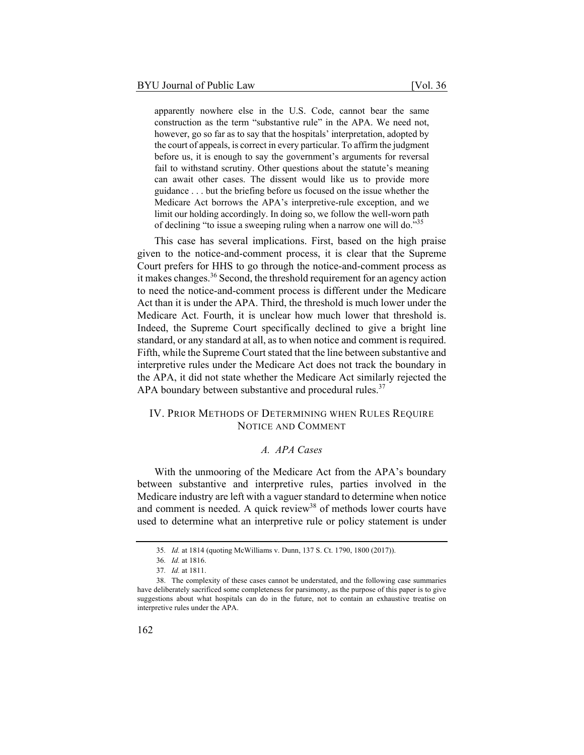> apparently nowhere else in the U.S. Code, cannot bear the same construction as the term "substantive rule" in the APA. We need not, however, go so far as to say that the hospitals' interpretation, adopted by the court of appeals, is correct in every particular. To affirm the judgment before us, it is enough to say the government's arguments for reversal fail to withstand scrutiny. Other questions about the statute's meaning can await other cases. The dissent would like us to provide more guidance . . . but the briefing before us focused on the issue whether the Medicare Act borrows the APA's interpretive-rule exception, and we limit our holding accordingly. In doing so, we follow the well-worn path of declining "to issue a sweeping ruling when a narrow one will do."[35]

This case has several implications. First, based on the high praise given to the notice-and-comment process, it is clear that the Supreme Court prefers for HHS to go through the notice-and-comment process as it makes changes.[36] Second, the threshold requirement for an agency action to need the notice-and-comment process is different under the Medicare Act than it is under the APA. Third, the threshold is much lower under the Medicare Act. Fourth, it is unclear how much lower that threshold is. Indeed, the Supreme Court specifically declined to give a bright line standard, or any standard at all, as to when notice and comment is required. Fifth, while the Supreme Court stated that the line between substantive and interpretive rules under the Medicare Act does not track the boundary in the APA, it did not state whether the Medicare Act similarly rejected the APA boundary between substantive and procedural rules.[37]

## IV. Prior Methods of Determining when Rules Require Notice and Comment

### *A. APA Cases*

With the unmooring of the Medicare Act from the APA's boundary between substantive and interpretive rules, parties involved in the Medicare industry are left with a vaguer standard to determine when notice and comment is needed. A quick review[38] of methods lower courts have used to determine what an interpretive rule or policy statement is under

---

35. *Id.* at 1814 (quoting McWilliams v. Dunn, 137 S. Ct. 1790, 1800 (2017)).

36. *Id.* at 1816.

37. *Id.* at 1811.

38. The complexity of these cases cannot be understated, and the following case summaries have deliberately sacrificed some completeness for parsimony, as the purpose of this paper is to give suggestions about what hospitals can do in the future, not to contain an exhaustive treatise on interpretive rules under the APA.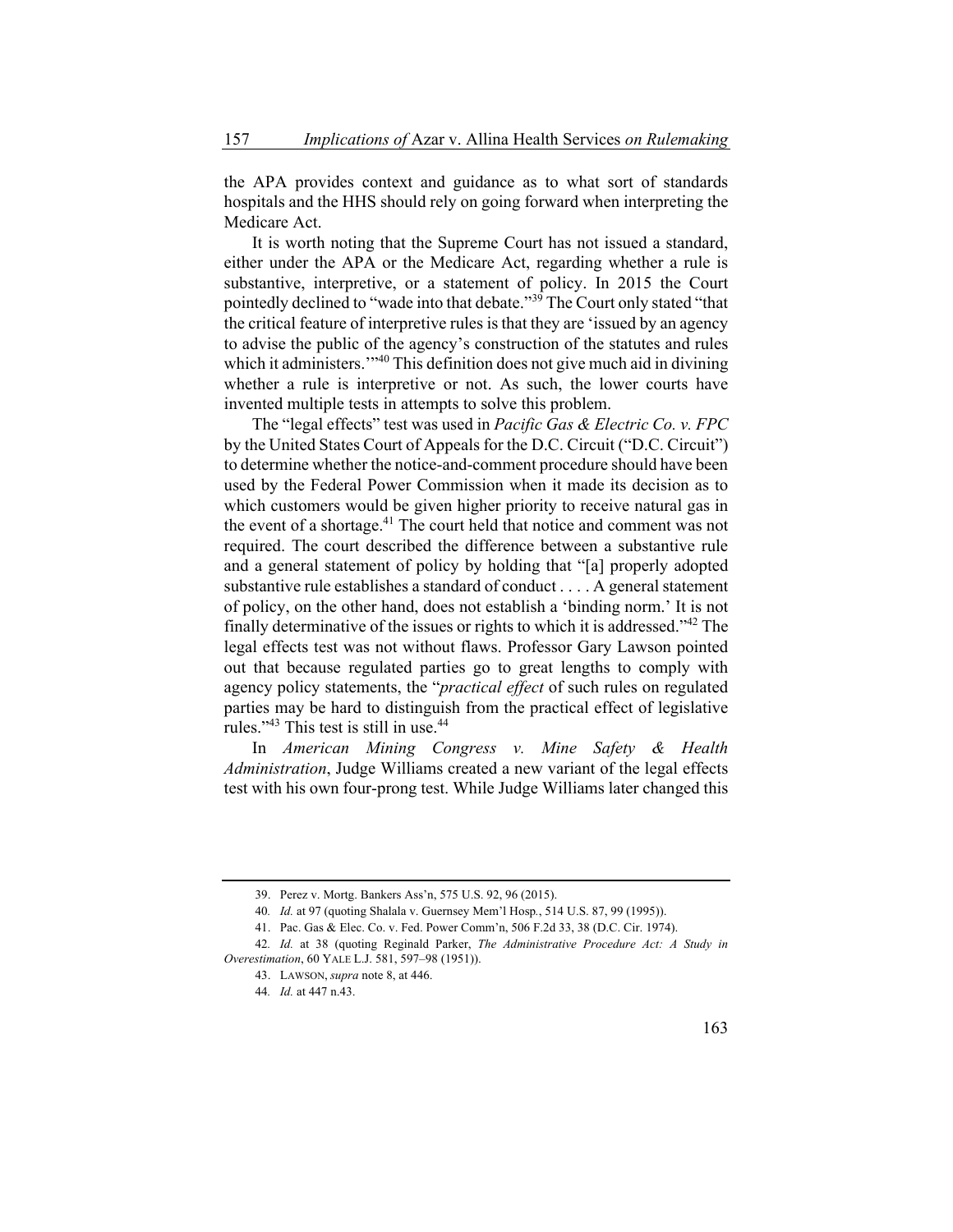the APA provides context and guidance as to what sort of standards hospitals and the HHS should rely on going forward when interpreting the Medicare Act.

It is worth noting that the Supreme Court has not issued a standard, either under the APA or the Medicare Act, regarding whether a rule is substantive, interpretive, or a statement of policy. In 2015 the Court pointedly declined to "wade into that debate."[39] The Court only stated "that the critical feature of interpretive rules is that they are 'issued by an agency to advise the public of the agency's construction of the statutes and rules which it administers.'"[40] This definition does not give much aid in divining whether a rule is interpretive or not. As such, the lower courts have invented multiple tests in attempts to solve this problem.

The "legal effects" test was used in *Pacific Gas & Electric Co. v. FPC* by the United States Court of Appeals for the D.C. Circuit ("D.C. Circuit") to determine whether the notice-and-comment procedure should have been used by the Federal Power Commission when it made its decision as to which customers would be given higher priority to receive natural gas in the event of a shortage.[41] The court held that notice and comment was not required. The court described the difference between a substantive rule and a general statement of policy by holding that "[a] properly adopted substantive rule establishes a standard of conduct . . . . A general statement of policy, on the other hand, does not establish a 'binding norm.' It is not finally determinative of the issues or rights to which it is addressed."[42] The legal effects test was not without flaws. Professor Gary Lawson pointed out that because regulated parties go to great lengths to comply with agency policy statements, the "*practical effect* of such rules on regulated parties may be hard to distinguish from the practical effect of legislative rules."[43] This test is still in use.[44]

In *American Mining Congress v. Mine Safety & Health Administration*, Judge Williams created a new variant of the legal effects test with his own four-prong test. While Judge Williams later changed this

---

39. Perez v. Mortg. Bankers Ass'n, 575 U.S. 92, 96 (2015).

40. *Id.* at 97 (quoting Shalala v. Guernsey Mem'l Hosp., 514 U.S. 87, 99 (1995)).

41. Pac. Gas & Elec. Co. v. Fed. Power Comm'n, 506 F.2d 33, 38 (D.C. Cir. 1974).

42. *Id.* at 38 (quoting Reginald Parker, *The Administrative Procedure Act: A Study in Overestimation*, 60 YALE L.J. 581, 597–98 (1951)).

43. LAWSON, *supra* note 8, at 446.

44. *Id.* at 447 n.43.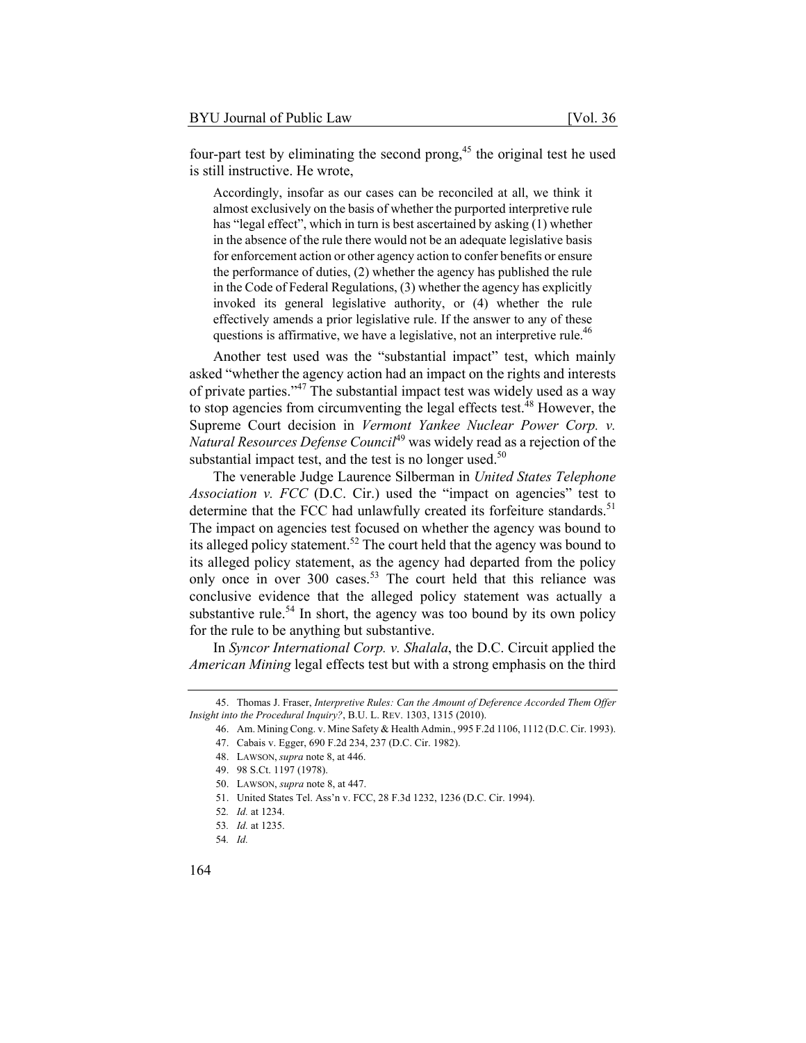four-part test by eliminating the second prong,[45] the original test he used is still instructive. He wrote,

> Accordingly, insofar as our cases can be reconciled at all, we think it almost exclusively on the basis of whether the purported interpretive rule has "legal effect", which in turn is best ascertained by asking (1) whether in the absence of the rule there would not be an adequate legislative basis for enforcement action or other agency action to confer benefits or ensure the performance of duties, (2) whether the agency has published the rule in the Code of Federal Regulations, (3) whether the agency has explicitly invoked its general legislative authority, or (4) whether the rule effectively amends a prior legislative rule. If the answer to any of these questions is affirmative, we have a legislative, not an interpretive rule.[46]

Another test used was the "substantial impact" test, which mainly asked "whether the agency action had an impact on the rights and interests of private parties."[47] The substantial impact test was widely used as a way to stop agencies from circumventing the legal effects test.[48] However, the Supreme Court decision in *Vermont Yankee Nuclear Power Corp. v. Natural Resources Defense Council*[49] was widely read as a rejection of the substantial impact test, and the test is no longer used.[50]

The venerable Judge Laurence Silberman in *United States Telephone Association v. FCC* (D.C. Cir.) used the "impact on agencies" test to determine that the FCC had unlawfully created its forfeiture standards.[51] The impact on agencies test focused on whether the agency was bound to its alleged policy statement.[52] The court held that the agency was bound to its alleged policy statement, as the agency had departed from the policy only once in over 300 cases.[53] The court held that this reliance was conclusive evidence that the alleged policy statement was actually a substantive rule.[54] In short, the agency was too bound by its own policy for the rule to be anything but substantive.

In *Syncor International Corp. v. Shalala*, the D.C. Circuit applied the *American Mining* legal effects test but with a strong emphasis on the third

---

45. Thomas J. Fraser, *Interpretive Rules: Can the Amount of Deference Accorded Them Offer Insight into the Procedural Inquiry?*, B.U. L. REV. 1303, 1315 (2010).

46. Am. Mining Cong. v. Mine Safety & Health Admin., 995 F.2d 1106, 1112 (D.C. Cir. 1993).

47. Cabais v. Egger, 690 F.2d 234, 237 (D.C. Cir. 1982).

48. LAWSON, *supra* note 8, at 446.

49. 98 S.Ct. 1197 (1978).

50. LAWSON, *supra* note 8, at 447.

51. United States Tel. Ass'n v. FCC, 28 F.3d 1232, 1236 (D.C. Cir. 1994).

52. *Id.* at 1234.

53. *Id.* at 1235.

54. *Id.*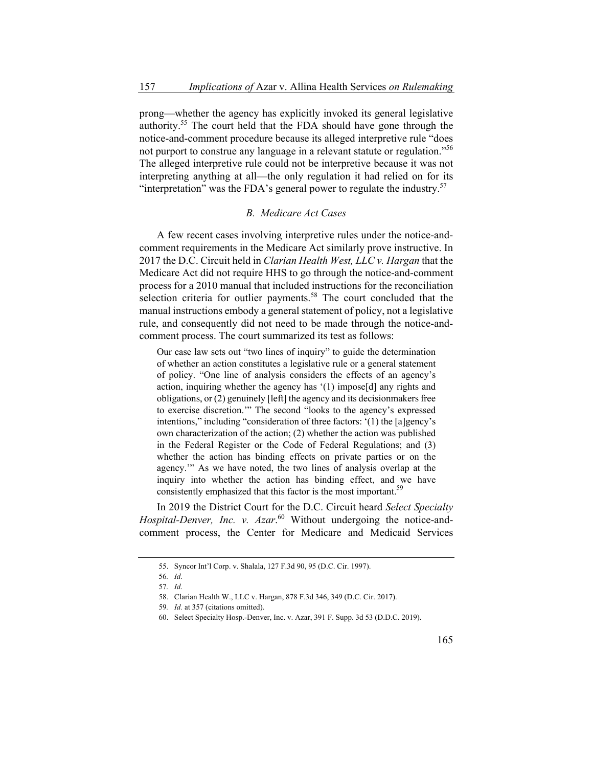prong—whether the agency has explicitly invoked its general legislative authority.[55] The court held that the FDA should have gone through the notice-and-comment procedure because its alleged interpretive rule "does not purport to construe any language in a relevant statute or regulation."[56] The alleged interpretive rule could not be interpretive because it was not interpreting anything at all—the only regulation it had relied on for its "interpretation" was the FDA's general power to regulate the industry.[57]

### *B. Medicare Act Cases*

A few recent cases involving interpretive rules under the notice-and-comment requirements in the Medicare Act similarly prove instructive. In 2017 the D.C. Circuit held in *Clarian Health West, LLC v. Hargan* that the Medicare Act did not require HHS to go through the notice-and-comment process for a 2010 manual that included instructions for the reconciliation selection criteria for outlier payments.[58] The court concluded that the manual instructions embody a general statement of policy, not a legislative rule, and consequently did not need to be made through the notice-and-comment process. The court summarized its test as follows:

> Our case law sets out "two lines of inquiry" to guide the determination of whether an action constitutes a legislative rule or a general statement of policy. "One line of analysis considers the effects of an agency's action, inquiring whether the agency has '(1) impose[d] any rights and obligations, or (2) genuinely [left] the agency and its decisionmakers free to exercise discretion.'" The second "looks to the agency's expressed intentions," including "consideration of three factors: '(1) the [a]gency's own characterization of the action; (2) whether the action was published in the Federal Register or the Code of Federal Regulations; and (3) whether the action has binding effects on private parties or on the agency.'" As we have noted, the two lines of analysis overlap at the inquiry into whether the action has binding effect, and we have consistently emphasized that this factor is the most important.[59]

In 2019 the District Court for the D.C. Circuit heard *Select Specialty Hospital-Denver, Inc. v. Azar*.[60] Without undergoing the notice-and-comment process, the Center for Medicare and Medicaid Services

---

55. Syncor Int'l Corp. v. Shalala, 127 F.3d 90, 95 (D.C. Cir. 1997).

56. *Id.*

57. *Id.*

58. Clarian Health W., LLC v. Hargan, 878 F.3d 346, 349 (D.C. Cir. 2017).

59. *Id.* at 357 (citations omitted).

60. Select Specialty Hosp.-Denver, Inc. v. Azar, 391 F. Supp. 3d 53 (D.D.C. 2019).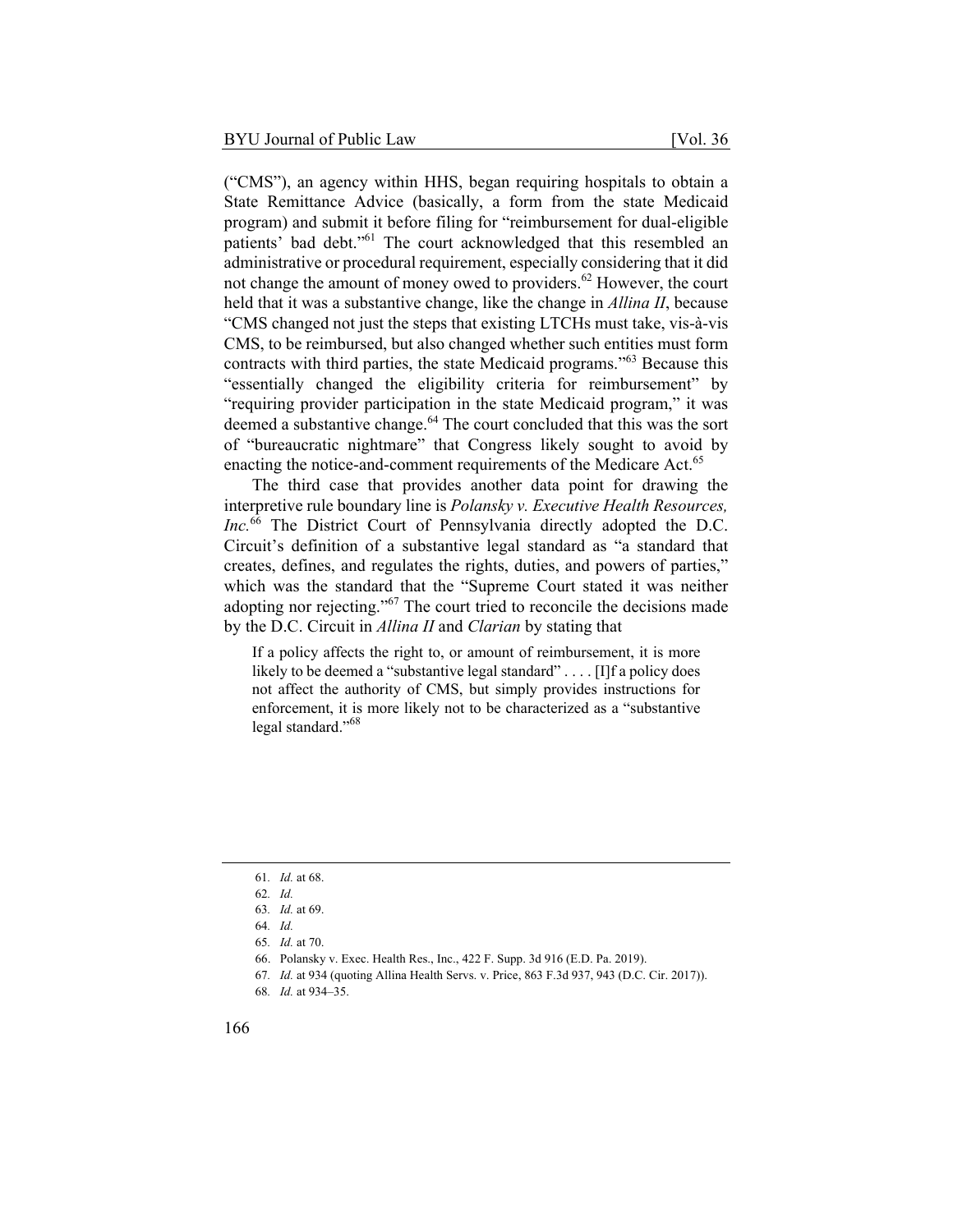("CMS"), an agency within HHS, began requiring hospitals to obtain a State Remittance Advice (basically, a form from the state Medicaid program) and submit it before filing for "reimbursement for dual-eligible patients' bad debt."[61] The court acknowledged that this resembled an administrative or procedural requirement, especially considering that it did not change the amount of money owed to providers.[62] However, the court held that it was a substantive change, like the change in *Allina II*, because "CMS changed not just the steps that existing LTCHs must take, vis-à-vis CMS, to be reimbursed, but also changed whether such entities must form contracts with third parties, the state Medicaid programs."[63] Because this "essentially changed the eligibility criteria for reimbursement" by "requiring provider participation in the state Medicaid program," it was deemed a substantive change.[64] The court concluded that this was the sort of "bureaucratic nightmare" that Congress likely sought to avoid by enacting the notice-and-comment requirements of the Medicare Act.[65]

The third case that provides another data point for drawing the interpretive rule boundary line is *Polansky v. Executive Health Resources, Inc.*[66] The District Court of Pennsylvania directly adopted the D.C. Circuit's definition of a substantive legal standard as "a standard that creates, defines, and regulates the rights, duties, and powers of parties," which was the standard that the "Supreme Court stated it was neither adopting nor rejecting."[67] The court tried to reconcile the decisions made by the D.C. Circuit in *Allina II* and *Clarian* by stating that

> If a policy affects the right to, or amount of reimbursement, it is more likely to be deemed a "substantive legal standard" . . . . [I]f a policy does not affect the authority of CMS, but simply provides instructions for enforcement, it is more likely not to be characterized as a "substantive legal standard."[68]

---

61. *Id.* at 68.
62. *Id.*
63. *Id.* at 69.
64. *Id.*
65. *Id.* at 70.
66. Polansky v. Exec. Health Res., Inc., 422 F. Supp. 3d 916 (E.D. Pa. 2019).
67. *Id.* at 934 (quoting Allina Health Servs. v. Price, 863 F.3d 937, 943 (D.C. Cir. 2017)).
68. *Id.* at 934–35.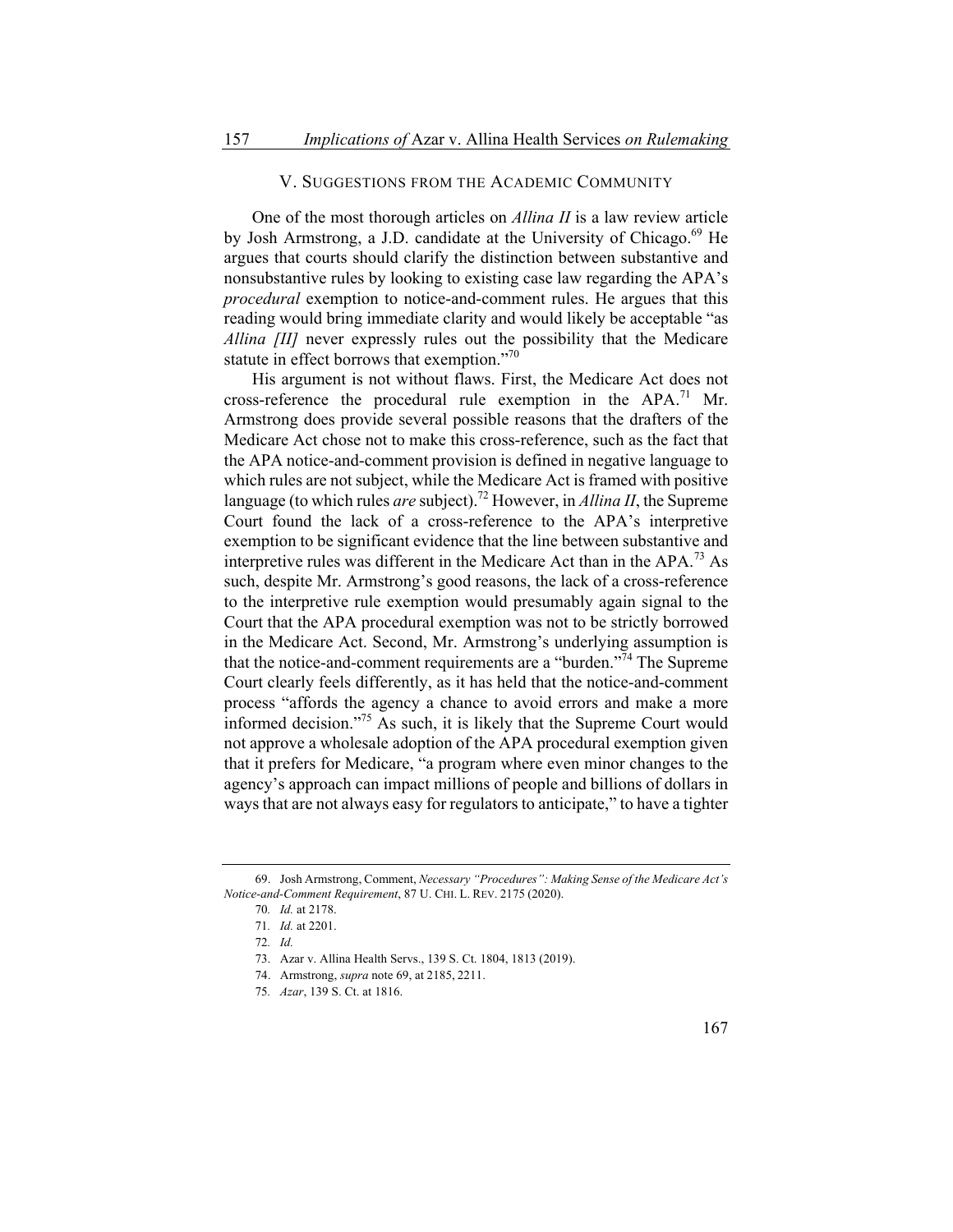## V. SUGGESTIONS FROM THE ACADEMIC COMMUNITY

One of the most thorough articles on *Allina II* is a law review article by Josh Armstrong, a J.D. candidate at the University of Chicago.[69] He argues that courts should clarify the distinction between substantive and nonsubstantive rules by looking to existing case law regarding the APA's *procedural* exemption to notice-and-comment rules. He argues that this reading would bring immediate clarity and would likely be acceptable "as *Allina [II]* never expressly rules out the possibility that the Medicare statute in effect borrows that exemption."[70]

His argument is not without flaws. First, the Medicare Act does not cross-reference the procedural rule exemption in the APA.[71] Mr. Armstrong does provide several possible reasons that the drafters of the Medicare Act chose not to make this cross-reference, such as the fact that the APA notice-and-comment provision is defined in negative language to which rules are not subject, while the Medicare Act is framed with positive language (to which rules *are* subject).[72] However, in *Allina II*, the Supreme Court found the lack of a cross-reference to the APA's interpretive exemption to be significant evidence that the line between substantive and interpretive rules was different in the Medicare Act than in the APA.[73] As such, despite Mr. Armstrong's good reasons, the lack of a cross-reference to the interpretive rule exemption would presumably again signal to the Court that the APA procedural exemption was not to be strictly borrowed in the Medicare Act. Second, Mr. Armstrong's underlying assumption is that the notice-and-comment requirements are a "burden."[74] The Supreme Court clearly feels differently, as it has held that the notice-and-comment process "affords the agency a chance to avoid errors and make a more informed decision."[75] As such, it is likely that the Supreme Court would not approve a wholesale adoption of the APA procedural exemption given that it prefers for Medicare, "a program where even minor changes to the agency's approach can impact millions of people and billions of dollars in ways that are not always easy for regulators to anticipate," to have a tighter

---

69. Josh Armstrong, Comment, *Necessary "Procedures": Making Sense of the Medicare Act's Notice-and-Comment Requirement*, 87 U. CHI. L. REV. 2175 (2020).

70. *Id.* at 2178.

71. *Id.* at 2201.

72. *Id.*

73. Azar v. Allina Health Servs., 139 S. Ct. 1804, 1813 (2019).

74. Armstrong, *supra* note 69, at 2185, 2211.

75. *Azar*, 139 S. Ct. at 1816.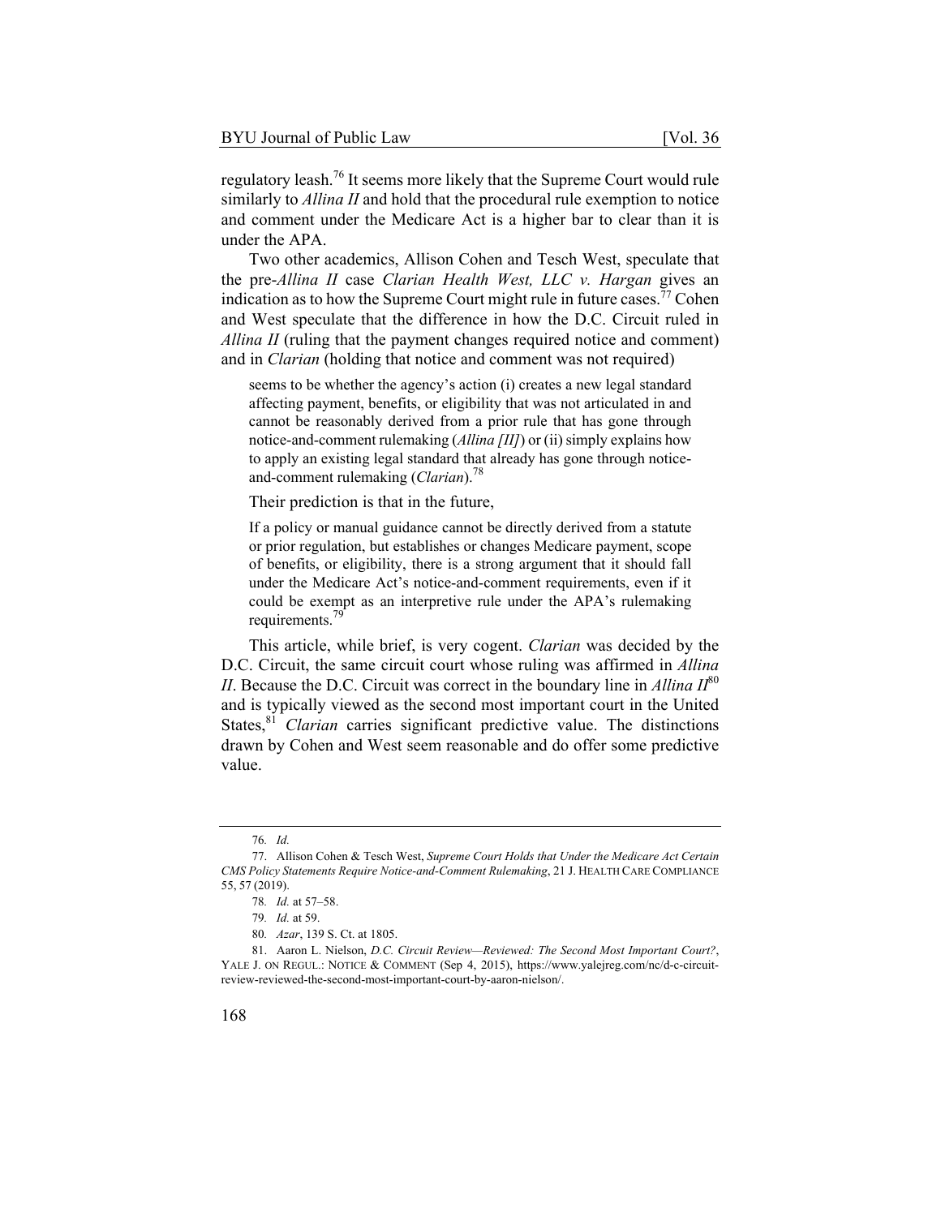regulatory leash.[76] It seems more likely that the Supreme Court would rule similarly to *Allina II* and hold that the procedural rule exemption to notice and comment under the Medicare Act is a higher bar to clear than it is under the APA.

Two other academics, Allison Cohen and Tesch West, speculate that the pre-*Allina II* case *Clarian Health West, LLC v. Hargan* gives an indication as to how the Supreme Court might rule in future cases.[77] Cohen and West speculate that the difference in how the D.C. Circuit ruled in *Allina II* (ruling that the payment changes required notice and comment) and in *Clarian* (holding that notice and comment was not required)

> seems to be whether the agency's action (i) creates a new legal standard affecting payment, benefits, or eligibility that was not articulated in and cannot be reasonably derived from a prior rule that has gone through notice-and-comment rulemaking (*Allina [II]*) or (ii) simply explains how to apply an existing legal standard that already has gone through notice-and-comment rulemaking (*Clarian*).[78]

Their prediction is that in the future,

> If a policy or manual guidance cannot be directly derived from a statute or prior regulation, but establishes or changes Medicare payment, scope of benefits, or eligibility, there is a strong argument that it should fall under the Medicare Act's notice-and-comment requirements, even if it could be exempt as an interpretive rule under the APA's rulemaking requirements.[79]

This article, while brief, is very cogent. *Clarian* was decided by the D.C. Circuit, the same circuit court whose ruling was affirmed in *Allina II*. Because the D.C. Circuit was correct in the boundary line in *Allina II*[80] and is typically viewed as the second most important court in the United States,[81] *Clarian* carries significant predictive value. The distinctions drawn by Cohen and West seem reasonable and do offer some predictive value.

---

76. *Id.*

77. Allison Cohen & Tesch West, *Supreme Court Holds that Under the Medicare Act Certain CMS Policy Statements Require Notice-and-Comment Rulemaking*, 21 J. HEALTH CARE COMPLIANCE 55, 57 (2019).

78. *Id.* at 57–58.

79. *Id.* at 59.

80. *Azar*, 139 S. Ct. at 1805.

81. Aaron L. Nielson, *D.C. Circuit Review—Reviewed: The Second Most Important Court?*, YALE J. ON REGUL.: NOTICE & COMMENT (Sep 4, 2015), https://www.yalejreg.com/nc/d-c-circuit-review-reviewed-the-second-most-important-court-by-aaron-nielson/.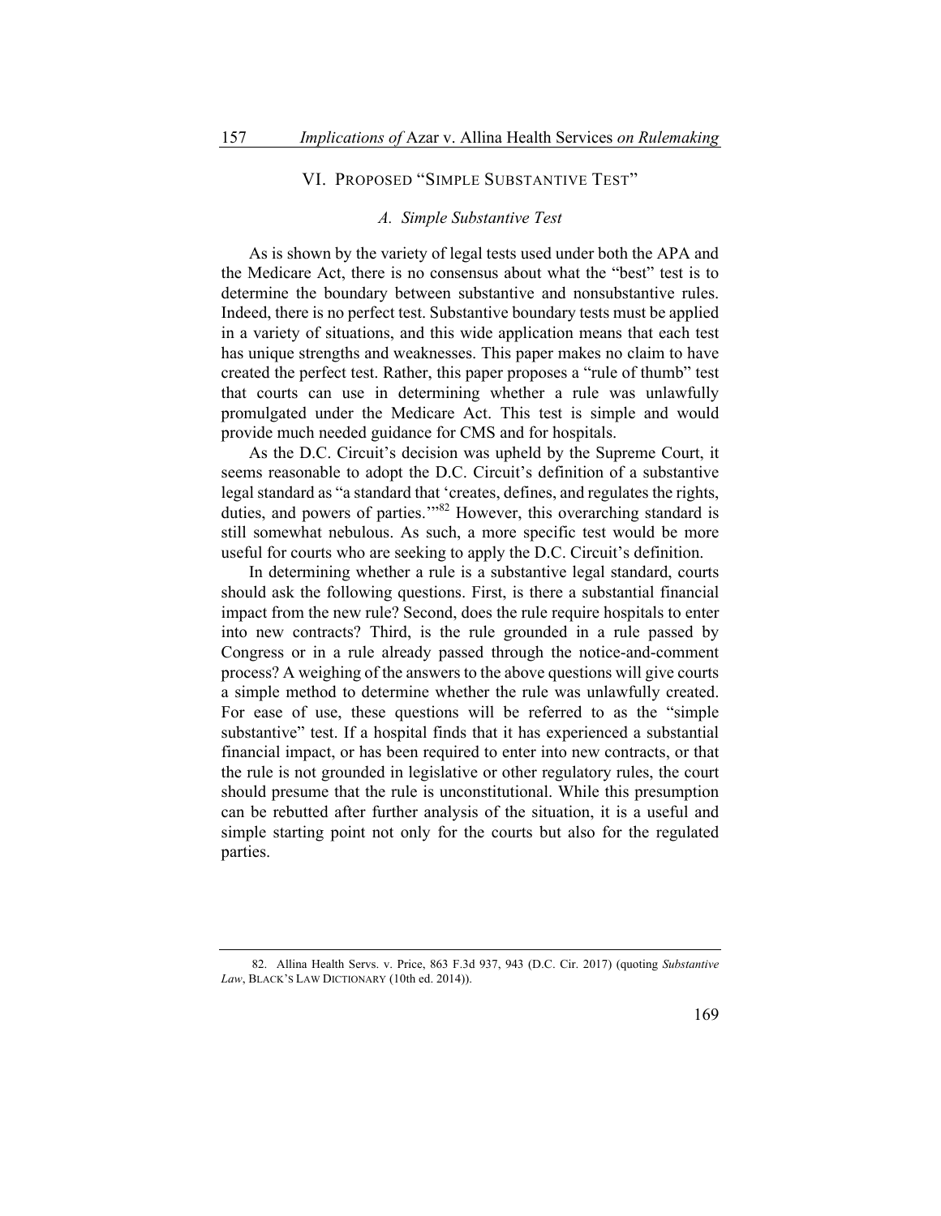## VI. PROPOSED "SIMPLE SUBSTANTIVE TEST"

### *A. Simple Substantive Test*

As is shown by the variety of legal tests used under both the APA and the Medicare Act, there is no consensus about what the "best" test is to determine the boundary between substantive and nonsubstantive rules. Indeed, there is no perfect test. Substantive boundary tests must be applied in a variety of situations, and this wide application means that each test has unique strengths and weaknesses. This paper makes no claim to have created the perfect test. Rather, this paper proposes a "rule of thumb" test that courts can use in determining whether a rule was unlawfully promulgated under the Medicare Act. This test is simple and would provide much needed guidance for CMS and for hospitals.

As the D.C. Circuit's decision was upheld by the Supreme Court, it seems reasonable to adopt the D.C. Circuit's definition of a substantive legal standard as "a standard that 'creates, defines, and regulates the rights, duties, and powers of parties.'"[82] However, this overarching standard is still somewhat nebulous. As such, a more specific test would be more useful for courts who are seeking to apply the D.C. Circuit's definition.

In determining whether a rule is a substantive legal standard, courts should ask the following questions. First, is there a substantial financial impact from the new rule? Second, does the rule require hospitals to enter into new contracts? Third, is the rule grounded in a rule passed by Congress or in a rule already passed through the notice-and-comment process? A weighing of the answers to the above questions will give courts a simple method to determine whether the rule was unlawfully created. For ease of use, these questions will be referred to as the "simple substantive" test. If a hospital finds that it has experienced a substantial financial impact, or has been required to enter into new contracts, or that the rule is not grounded in legislative or other regulatory rules, the court should presume that the rule is unconstitutional. While this presumption can be rebutted after further analysis of the situation, it is a useful and simple starting point not only for the courts but also for the regulated parties.

---

82. Allina Health Servs. v. Price, 863 F.3d 937, 943 (D.C. Cir. 2017) (quoting *Substantive Law*, BLACK'S LAW DICTIONARY (10th ed. 2014)).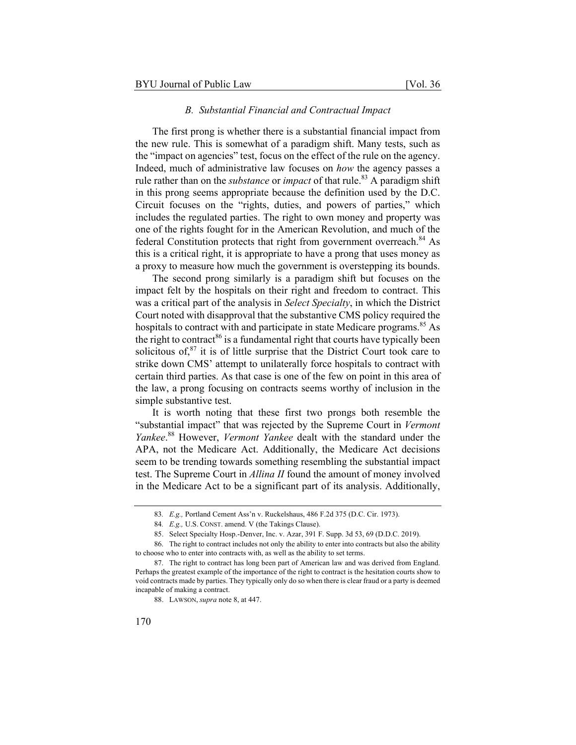### *B. Substantial Financial and Contractual Impact*

The first prong is whether there is a substantial financial impact from the new rule. This is somewhat of a paradigm shift. Many tests, such as the "impact on agencies" test, focus on the effect of the rule on the agency. Indeed, much of administrative law focuses on *how* the agency passes a rule rather than on the *substance* or *impact* of that rule.[83] A paradigm shift in this prong seems appropriate because the definition used by the D.C. Circuit focuses on the "rights, duties, and powers of parties," which includes the regulated parties. The right to own money and property was one of the rights fought for in the American Revolution, and much of the federal Constitution protects that right from government overreach.[84] As this is a critical right, it is appropriate to have a prong that uses money as a proxy to measure how much the government is overstepping its bounds.

The second prong similarly is a paradigm shift but focuses on the impact felt by the hospitals on their right and freedom to contract. This was a critical part of the analysis in *Select Specialty*, in which the District Court noted with disapproval that the substantive CMS policy required the hospitals to contract with and participate in state Medicare programs.[85] As the right to contract[86] is a fundamental right that courts have typically been solicitous of,[87] it is of little surprise that the District Court took care to strike down CMS' attempt to unilaterally force hospitals to contract with certain third parties. As that case is one of the few on point in this area of the law, a prong focusing on contracts seems worthy of inclusion in the simple substantive test.

It is worth noting that these first two prongs both resemble the "substantial impact" that was rejected by the Supreme Court in *Vermont Yankee*.[88] However, *Vermont Yankee* dealt with the standard under the APA, not the Medicare Act. Additionally, the Medicare Act decisions seem to be trending towards something resembling the substantial impact test. The Supreme Court in *Allina II* found the amount of money involved in the Medicare Act to be a significant part of its analysis. Additionally,

---

83. *E.g.,* Portland Cement Ass'n v. Ruckelshaus, 486 F.2d 375 (D.C. Cir. 1973).

84. *E.g.,* U.S. CONST. amend. V (the Takings Clause).

85. Select Specialty Hosp.-Denver, Inc. v. Azar, 391 F. Supp. 3d 53, 69 (D.D.C. 2019).

86. The right to contract includes not only the ability to enter into contracts but also the ability to choose who to enter into contracts with, as well as the ability to set terms.

87. The right to contract has long been part of American law and was derived from England. Perhaps the greatest example of the importance of the right to contract is the hesitation courts show to void contracts made by parties. They typically only do so when there is clear fraud or a party is deemed incapable of making a contract.

88. LAWSON, *supra* note 8, at 447.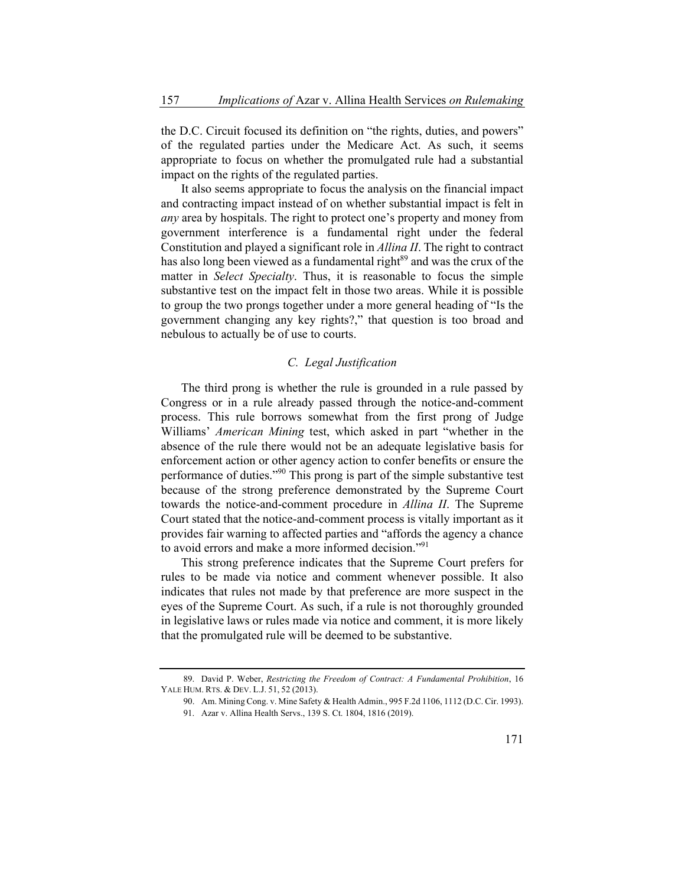the D.C. Circuit focused its definition on "the rights, duties, and powers" of the regulated parties under the Medicare Act. As such, it seems appropriate to focus on whether the promulgated rule had a substantial impact on the rights of the regulated parties.

It also seems appropriate to focus the analysis on the financial impact and contracting impact instead of on whether substantial impact is felt in *any* area by hospitals. The right to protect one's property and money from government interference is a fundamental right under the federal Constitution and played a significant role in *Allina II*. The right to contract has also long been viewed as a fundamental right[89] and was the crux of the matter in *Select Specialty*. Thus, it is reasonable to focus the simple substantive test on the impact felt in those two areas. While it is possible to group the two prongs together under a more general heading of "Is the government changing any key rights?," that question is too broad and nebulous to actually be of use to courts.

### *C. Legal Justification*

The third prong is whether the rule is grounded in a rule passed by Congress or in a rule already passed through the notice-and-comment process. This rule borrows somewhat from the first prong of Judge Williams' *American Mining* test, which asked in part "whether in the absence of the rule there would not be an adequate legislative basis for enforcement action or other agency action to confer benefits or ensure the performance of duties."[90] This prong is part of the simple substantive test because of the strong preference demonstrated by the Supreme Court towards the notice-and-comment procedure in *Allina II*. The Supreme Court stated that the notice-and-comment process is vitally important as it provides fair warning to affected parties and "affords the agency a chance to avoid errors and make a more informed decision."[91]

This strong preference indicates that the Supreme Court prefers for rules to be made via notice and comment whenever possible. It also indicates that rules not made by that preference are more suspect in the eyes of the Supreme Court. As such, if a rule is not thoroughly grounded in legislative laws or rules made via notice and comment, it is more likely that the promulgated rule will be deemed to be substantive.

---

89. David P. Weber, *Restricting the Freedom of Contract: A Fundamental Prohibition*, 16 YALE HUM. RTS. & DEV. L.J. 51, 52 (2013).

90. Am. Mining Cong. v. Mine Safety & Health Admin., 995 F.2d 1106, 1112 (D.C. Cir. 1993).

91. Azar v. Allina Health Servs., 139 S. Ct. 1804, 1816 (2019).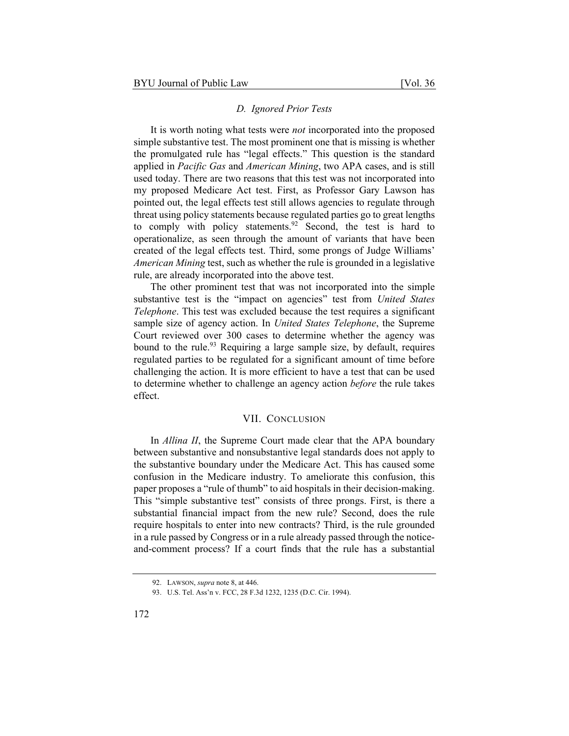### *D. Ignored Prior Tests*

It is worth noting what tests were *not* incorporated into the proposed simple substantive test. The most prominent one that is missing is whether the promulgated rule has "legal effects." This question is the standard applied in *Pacific Gas* and *American Mining*, two APA cases, and is still used today. There are two reasons that this test was not incorporated into my proposed Medicare Act test. First, as Professor Gary Lawson has pointed out, the legal effects test still allows agencies to regulate through threat using policy statements because regulated parties go to great lengths to comply with policy statements.[92] Second, the test is hard to operationalize, as seen through the amount of variants that have been created of the legal effects test. Third, some prongs of Judge Williams' *American Mining* test, such as whether the rule is grounded in a legislative rule, are already incorporated into the above test.

The other prominent test that was not incorporated into the simple substantive test is the "impact on agencies" test from *United States Telephone*. This test was excluded because the test requires a significant sample size of agency action. In *United States Telephone*, the Supreme Court reviewed over 300 cases to determine whether the agency was bound to the rule.[93] Requiring a large sample size, by default, requires regulated parties to be regulated for a significant amount of time before challenging the action. It is more efficient to have a test that can be used to determine whether to challenge an agency action *before* the rule takes effect.

## VII. CONCLUSION

In *Allina II*, the Supreme Court made clear that the APA boundary between substantive and nonsubstantive legal standards does not apply to the substantive boundary under the Medicare Act. This has caused some confusion in the Medicare industry. To ameliorate this confusion, this paper proposes a "rule of thumb" to aid hospitals in their decision-making. This "simple substantive test" consists of three prongs. First, is there a substantial financial impact from the new rule? Second, does the rule require hospitals to enter into new contracts? Third, is the rule grounded in a rule passed by Congress or in a rule already passed through the notice-and-comment process? If a court finds that the rule has a substantial

---

92. LAWSON, *supra* note 8, at 446.

93. U.S. Tel. Ass'n v. FCC, 28 F.3d 1232, 1235 (D.C. Cir. 1994).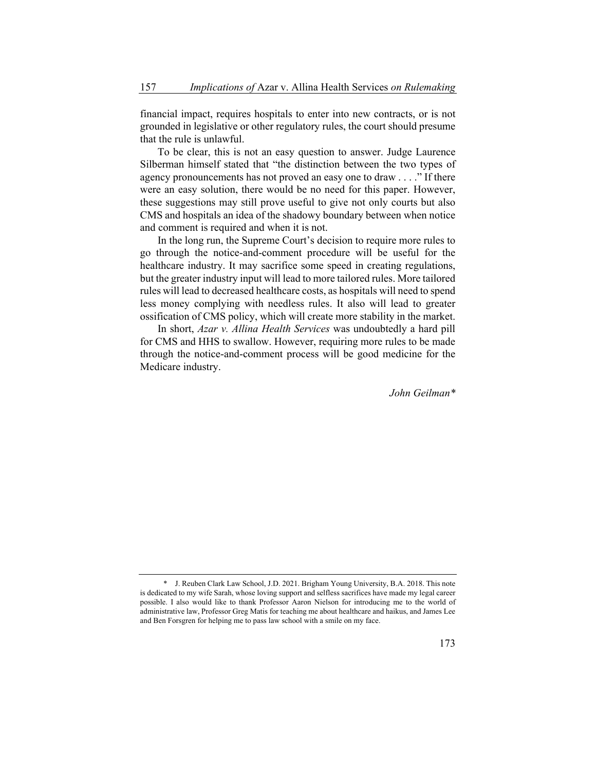financial impact, requires hospitals to enter into new contracts, or is not grounded in legislative or other regulatory rules, the court should presume that the rule is unlawful.

To be clear, this is not an easy question to answer. Judge Laurence Silberman himself stated that "the distinction between the two types of agency pronouncements has not proved an easy one to draw . . . ." If there were an easy solution, there would be no need for this paper. However, these suggestions may still prove useful to give not only courts but also CMS and hospitals an idea of the shadowy boundary between when notice and comment is required and when it is not.

In the long run, the Supreme Court's decision to require more rules to go through the notice-and-comment procedure will be useful for the healthcare industry. It may sacrifice some speed in creating regulations, but the greater industry input will lead to more tailored rules. More tailored rules will lead to decreased healthcare costs, as hospitals will need to spend less money complying with needless rules. It also will lead to greater ossification of CMS policy, which will create more stability in the market.

In short, *Azar v. Allina Health Services* was undoubtedly a hard pill for CMS and HHS to swallow. However, requiring more rules to be made through the notice-and-comment process will be good medicine for the Medicare industry.

*John Geilman**

---

\* J. Reuben Clark Law School, J.D. 2021. Brigham Young University, B.A. 2018. This note is dedicated to my wife Sarah, whose loving support and selfless sacrifices have made my legal career possible. I also would like to thank Professor Aaron Nielson for introducing me to the world of administrative law, Professor Greg Matis for teaching me about healthcare and haikus, and James Lee and Ben Forsgren for helping me to pass law school with a smile on my face.